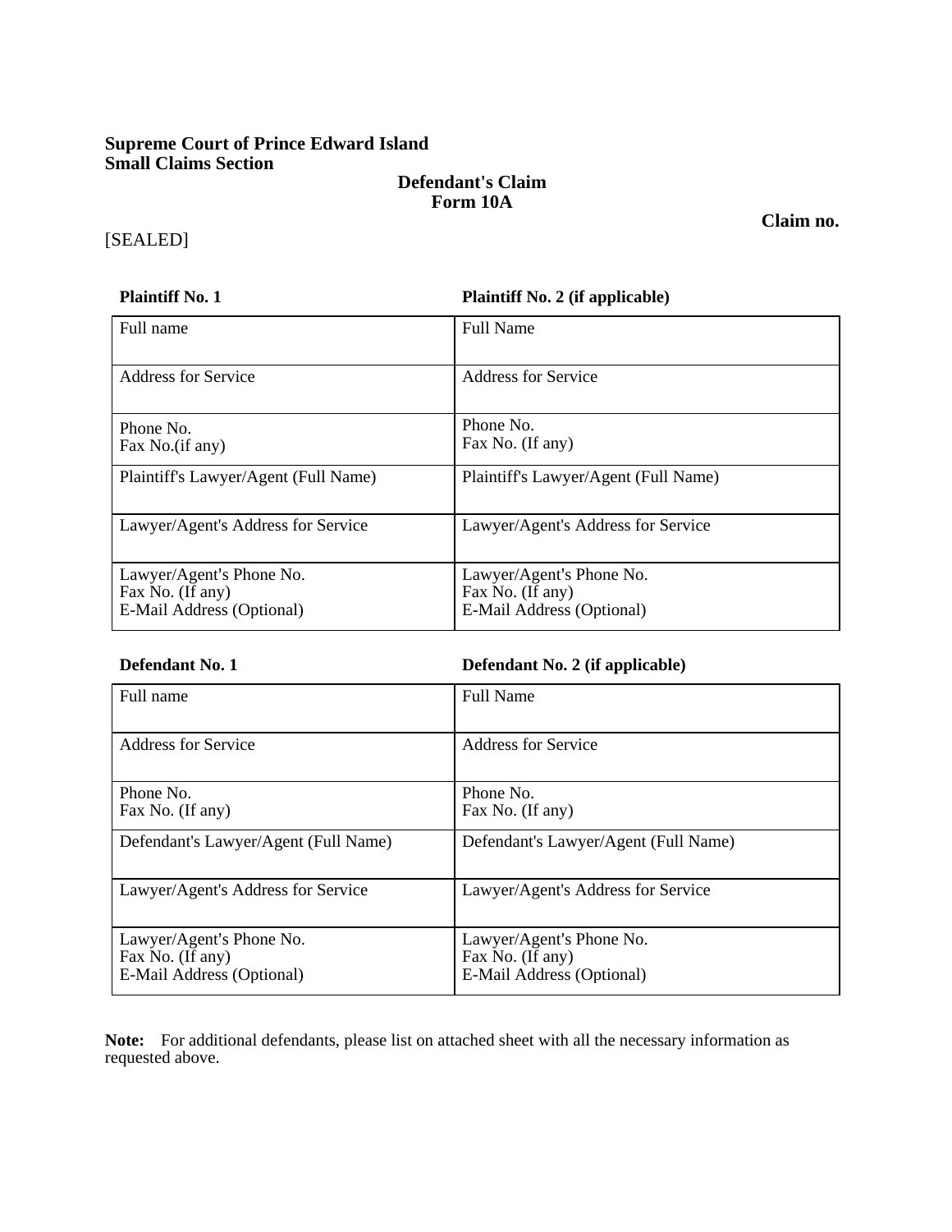**Supreme Court of Prince Edward Island**
**Small Claims Section**

**Defendant's Claim**
**Form 10A**

**Claim no.**

[SEALED]

| **Plaintiff No. 1** | **Plaintiff No. 2 (if applicable)** |
|---|---|
| Full name | Full Name |
| Address for Service | Address for Service |
| Phone No.<br>Fax No.(if any) | Phone No.<br>Fax No. (If any) |
| Plaintiff's Lawyer/Agent (Full Name) | Plaintiff's Lawyer/Agent (Full Name) |
| Lawyer/Agent's Address for Service | Lawyer/Agent's Address for Service |
| Lawyer/Agent's Phone No.<br>Fax No. (If any)<br>E-Mail Address (Optional) | Lawyer/Agent's Phone No.<br>Fax No. (If any)<br>E-Mail Address (Optional) |

| **Defendant No. 1** | **Defendant No. 2 (if applicable)** |
|---|---|
| Full name | Full Name |
| Address for Service | Address for Service |
| Phone No.<br>Fax No. (If any) | Phone No.<br>Fax No. (If any) |
| Defendant's Lawyer/Agent (Full Name) | Defendant's Lawyer/Agent (Full Name) |
| Lawyer/Agent's Address for Service | Lawyer/Agent's Address for Service |
| Lawyer/Agent's Phone No.<br>Fax No. (If any)<br>E-Mail Address (Optional) | Lawyer/Agent's Phone No.<br>Fax No. (If any)<br>E-Mail Address (Optional) |

**Note:** For additional defendants, please list on attached sheet with all the necessary information as requested above.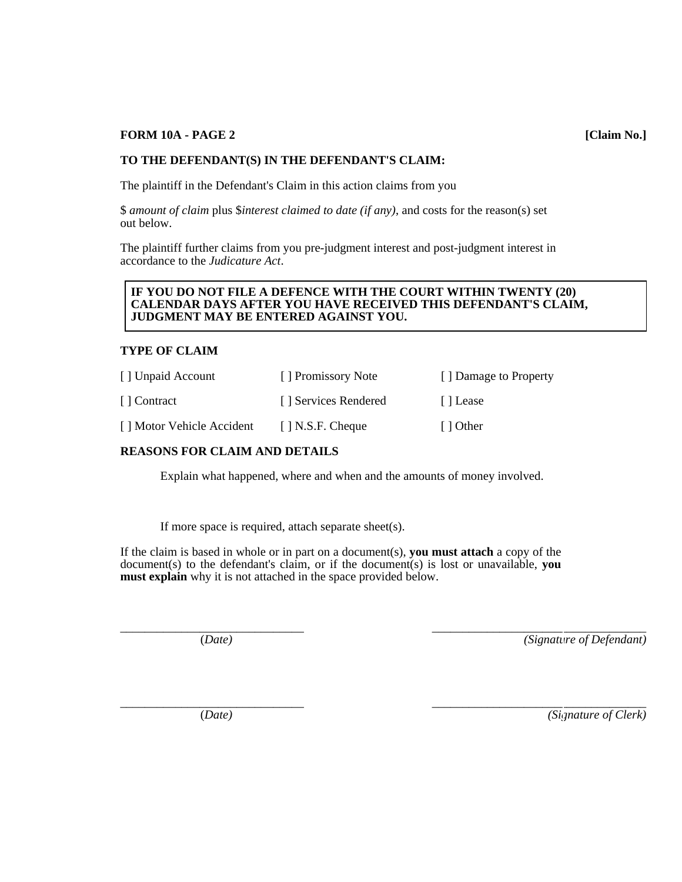**FORM 10A - PAGE 2** **[Claim No.]**

**TO THE DEFENDANT(S) IN THE DEFENDANT'S CLAIM:**

The plaintiff in the Defendant's Claim in this action claims from you

$ *amount of claim* plus $*interest claimed to date (if any)*, and costs for the reason(s) set out below.

The plaintiff further claims from you pre-judgment interest and post-judgment interest in accordance to the *Judicature Act*.

**IF YOU DO NOT FILE A DEFENCE WITH THE COURT WITHIN TWENTY (20) CALENDAR DAYS AFTER YOU HAVE RECEIVED THIS DEFENDANT'S CLAIM, JUDGMENT MAY BE ENTERED AGAINST YOU.**

**TYPE OF CLAIM**

| | | |
|---|---|---|
| [ ] Unpaid Account | [ ] Promissory Note | [ ] Damage to Property |
| [ ] Contract | [ ] Services Rendered | [ ] Lease |
| [ ] Motor Vehicle Accident | [ ] N.S.F. Cheque | [ ] Other |

**REASONS FOR CLAIM AND DETAILS**

Explain what happened, where and when and the amounts of money involved.

If more space is required, attach separate sheet(s).

If the claim is based in whole or in part on a document(s), **you must attach** a copy of the document(s) to the defendant's claim, or if the document(s) is lost or unavailable, **you must explain** why it is not attached in the space provided below.

\_\_\_\_\_\_\_\_\_\_\_\_\_\_\_\_\_\_\_\_\_\_\_\_\_\_\_\_ \_\_\_\_\_\_\_\_\_\_\_\_\_\_\_\_\_\_\_\_\_\_\_\_\_\_\_\_\_\_\_\_\_
(*Date*) *(Signature of Defendant)*

\_\_\_\_\_\_\_\_\_\_\_\_\_\_\_\_\_\_\_\_\_\_\_\_\_\_\_\_ \_\_\_\_\_\_\_\_\_\_\_\_\_\_\_\_\_\_\_\_\_\_\_\_\_\_\_\_\_\_\_\_\_
(*Date*) *(Signature of Clerk)*